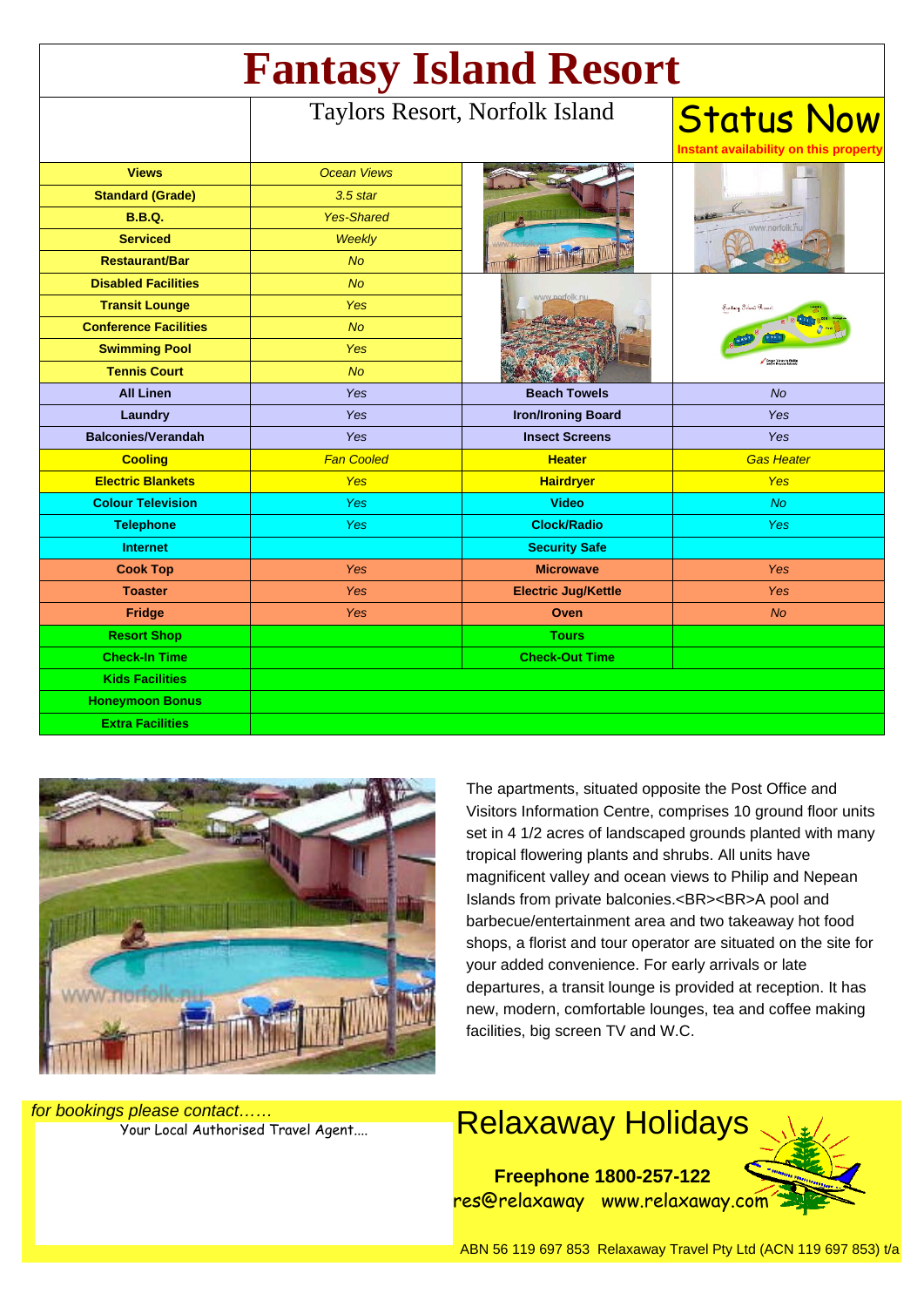# Fantasy Island Resort

Taylors Resort, Norfolk Island

**Status Now**

Instant availability on this property

| | | | |
|---|---|---|---|
| **Views** | *Ocean Views* | | |
| **Standard (Grade)** | *3.5 star* | | |
| **B.B.Q.** | *Yes-Shared* | | |
| **Serviced** | *Weekly* | | |
| **Restaurant/Bar** | *No* | | |
| **Disabled Facilities** | *No* | | |
| **Transit Lounge** | *Yes* | | |
| **Conference Facilities** | *No* | | |
| **Swimming Pool** | *Yes* | | |
| **Tennis Court** | *No* | | |
| **All Linen** | *Yes* | **Beach Towels** | *No* |
| **Laundry** | *Yes* | **Iron/Ironing Board** | *Yes* |
| **Balconies/Verandah** | *Yes* | **Insect Screens** | *Yes* |
| **Cooling** | *Fan Cooled* | **Heater** | *Gas Heater* |
| **Electric Blankets** | *Yes* | **Hairdryer** | *Yes* |
| **Colour Television** | *Yes* | **Video** | *No* |
| **Telephone** | *Yes* | **Clock/Radio** | *Yes* |
| **Internet** | | **Security Safe** | |
| **Cook Top** | *Yes* | **Microwave** | *Yes* |
| **Toaster** | *Yes* | **Electric Jug/Kettle** | *Yes* |
| **Fridge** | *Yes* | **Oven** | *No* |
| **Resort Shop** | | **Tours** | |
| **Check-In Time** | | **Check-Out Time** | |
| **Kids Facilities** | | | |
| **Honeymoon Bonus** | | | |
| **Extra Facilities** | | | |

The apartments, situated opposite the Post Office and Visitors Information Centre, comprises 10 ground floor units set in 4 1/2 acres of landscaped grounds planted with many tropical flowering plants and shrubs. All units have magnificent valley and ocean views to Philip and Nepean Islands from private balconies.<BR><BR>A pool and barbecue/entertainment area and two takeaway hot food shops, a florist and tour operator are situated on the site for your added convenience. For early arrivals or late departures, a transit lounge is provided at reception. It has new, modern, comfortable lounges, tea and coffee making facilities, big screen TV and W.C.

*for bookings please contact……*

Your Local Authorised Travel Agent....

## Relaxaway Holidays

**Freephone 1800-257-122**

res@relaxaway www.relaxaway.com

ABN 56 119 697 853 Relaxaway Travel Pty Ltd (ACN 119 697 853) t/a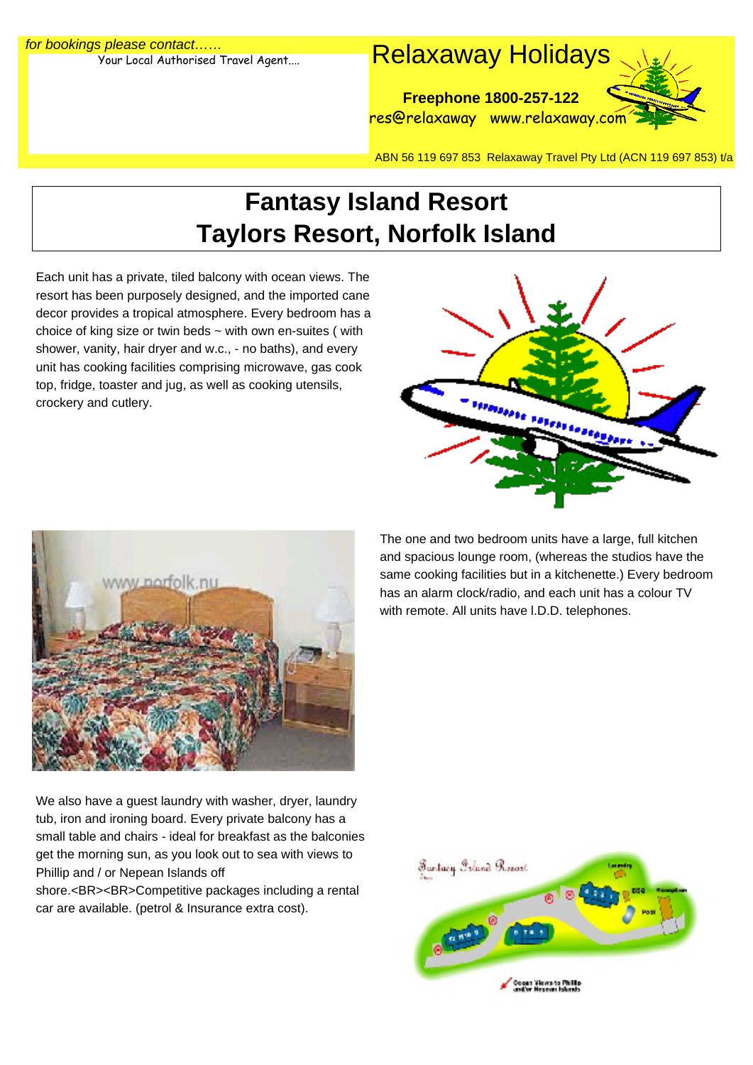*for bookings please contact……*

Your Local Authorised Travel Agent....

# Relaxaway Holidays

**Freephone 1800-257-122**

res@relaxaway www.relaxaway.com

ABN 56 119 697 853 Relaxaway Travel Pty Ltd (ACN 119 697 853) t/a

# Fantasy Island Resort
# Taylors Resort, Norfolk Island

Each unit has a private, tiled balcony with ocean views. The resort has been purposely designed, and the imported cane decor provides a tropical atmosphere. Every bedroom has a choice of king size or twin beds ~ with own en-suites ( with shower, vanity, hair dryer and w.c., - no baths), and every unit has cooking facilities comprising microwave, gas cook top, fridge, toaster and jug, as well as cooking utensils, crockery and cutlery.

The one and two bedroom units have a large, full kitchen and spacious lounge room, (whereas the studios have the same cooking facilities but in a kitchenette.) Every bedroom has an alarm clock/radio, and each unit has a colour TV with remote. All units have I.D.D. telephones.

We also have a guest laundry with washer, dryer, laundry tub, iron and ironing board. Every private balcony has a small table and chairs - ideal for breakfast as the balconies get the morning sun, as you look out to sea with views to Phillip and / or Nepean Islands off shore.<BR><BR>Competitive packages including a rental car are available. (petrol & Insurance extra cost).